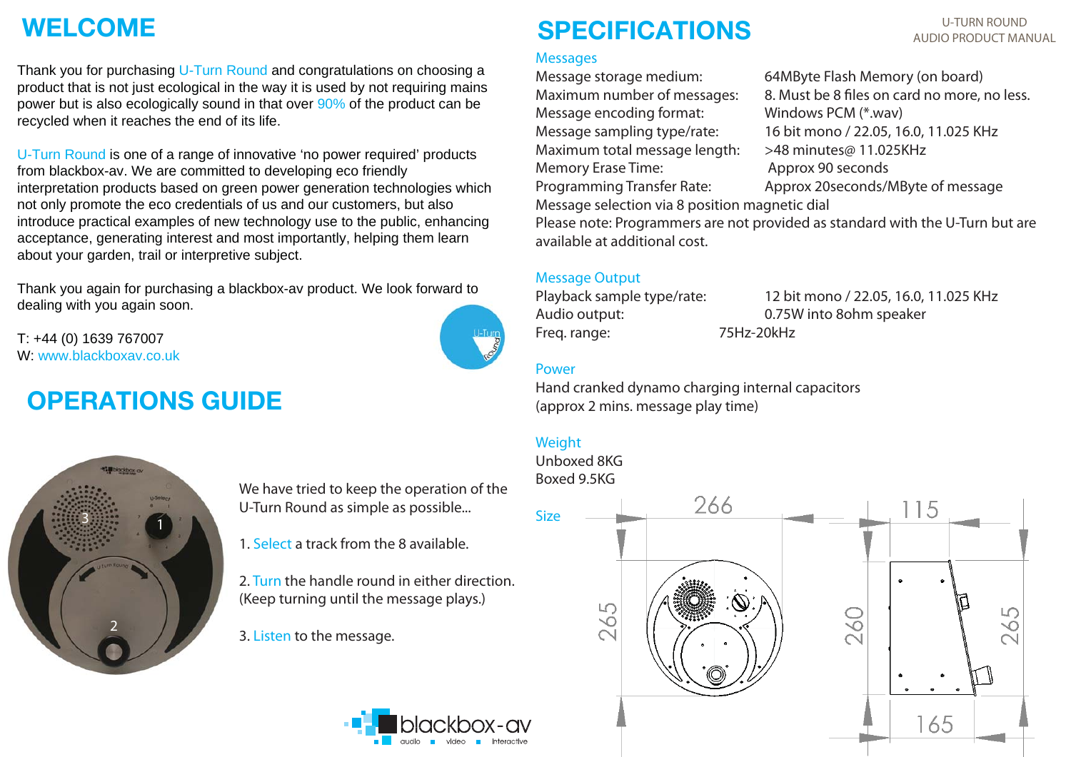# WELCOME

Thank you for purchasing U-Turn Round and congratulations on choosing a product that is not just ecological in the way it is used by not requiring mains power but is also ecologically sound in that over 90% of the product can be recycled when it reaches the end of its life.

U-Turn Round is one of a range of innovative 'no power required' products from blackbox-av. We are committed to developing eco friendly interpretation products based on green power generation technologies which not only promote the eco credentials of us and our customers, but also introduce practical examples of new technology use to the public, enhancing acceptance, generating interest and most importantly, helping them learn about your garden, trail or interpretive subject.

Thank you again for purchasing a blackbox-av product. We look forward to dealing with you again soon.

T: +44 (0) 1639 767007
W: www.blackboxav.co.uk

# OPERATIONS GUIDE

We have tried to keep the operation of the U-Turn Round as simple as possible...

1. Select a track from the 8 available.

2. Turn the handle round in either direction. (Keep turning until the message plays.)

3. Listen to the message.

# SPECIFICATIONS

### Messages

| | |
|---|---|
| Message storage medium: | 64MByte Flash Memory (on board) |
| Maximum number of messages: | 8. Must be 8 files on card no more, no less. |
| Message encoding format: | Windows PCM (*.wav) |
| Message sampling type/rate: | 16 bit mono / 22.05, 16.0, 11.025 KHz |
| Maximum total message length: | >48 minutes@ 11.025KHz |
| Memory Erase Time: | Approx 90 seconds |
| Programming Transfer Rate: | Approx 20seconds/MByte of message |

Message selection via 8 position magnetic dial

Please note: Programmers are not provided as standard with the U-Turn but are available at additional cost.

### Message Output

| | |
|---|---|
| Playback sample type/rate: | 12 bit mono / 22.05, 16.0, 11.025 KHz |
| Audio output: | 0.75W into 8ohm speaker |
| Freq. range: | 75Hz-20kHz |

### Power

Hand cranked dynamo charging internal capacitors
(approx 2 mins. message play time)

### Weight

Unboxed 8KG
Boxed 9.5KG

### Size

266 × 265; side: 115, 260, 265, 165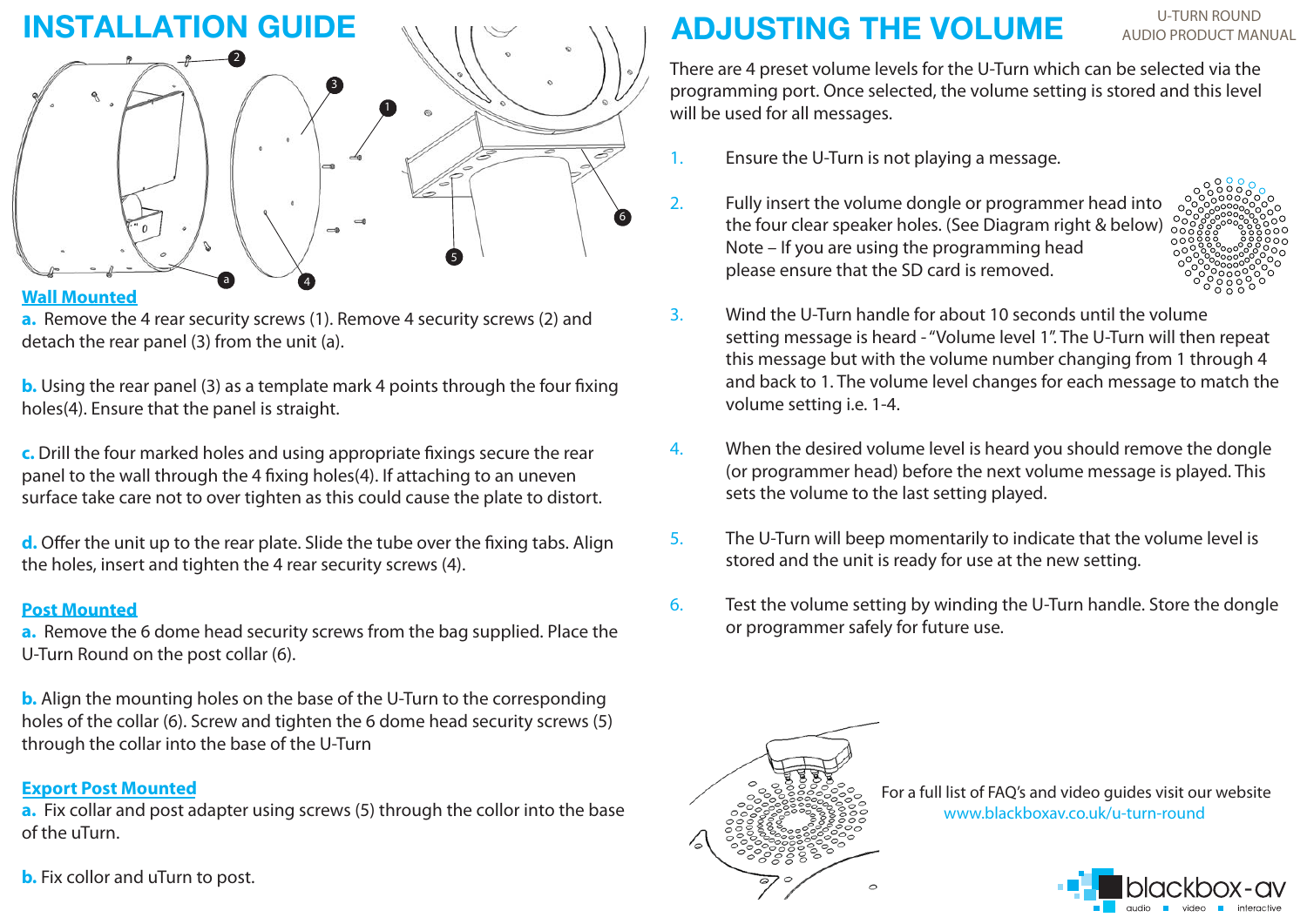# INSTALLATION GUIDE

## Wall Mounted

**a.** Remove the 4 rear security screws (1). Remove 4 security screws (2) and detach the rear panel (3) from the unit (a).

**b.** Using the rear panel (3) as a template mark 4 points through the four fixing holes(4). Ensure that the panel is straight.

**c.** Drill the four marked holes and using appropriate fixings secure the rear panel to the wall through the 4 fixing holes(4). If attaching to an uneven surface take care not to over tighten as this could cause the plate to distort.

**d.** Offer the unit up to the rear plate. Slide the tube over the fixing tabs. Align the holes, insert and tighten the 4 rear security screws (4).

## Post Mounted

**a.** Remove the 6 dome head security screws from the bag supplied. Place the U-Turn Round on the post collar (6).

**b.** Align the mounting holes on the base of the U-Turn to the corresponding holes of the collar (6). Screw and tighten the 6 dome head security screws (5) through the collar into the base of the U-Turn

## Export Post Mounted

**a.** Fix collar and post adapter using screws (5) through the collor into the base of the uTurn.

**b.** Fix collor and uTurn to post.

# ADJUSTING THE VOLUME

There are 4 preset volume levels for the U-Turn which can be selected via the programming port. Once selected, the volume setting is stored and this level will be used for all messages.

1. Ensure the U-Turn is not playing a message.
2. Fully insert the volume dongle or programmer head into the four clear speaker holes. (See Diagram right & below) Note – If you are using the programming head please ensure that the SD card is removed.
3. Wind the U-Turn handle for about 10 seconds until the volume setting message is heard - "Volume level 1". The U-Turn will then repeat this message but with the volume number changing from 1 through 4 and back to 1. The volume level changes for each message to match the volume setting i.e. 1-4.
4. When the desired volume level is heard you should remove the dongle (or programmer head) before the next volume message is played. This sets the volume to the last setting played.
5. The U-Turn will beep momentarily to indicate that the volume level is stored and the unit is ready for use at the new setting.
6. Test the volume setting by winding the U-Turn handle. Store the dongle or programmer safely for future use.

For a full list of FAQ's and video guides visit our website
www.blackboxav.co.uk/u-turn-round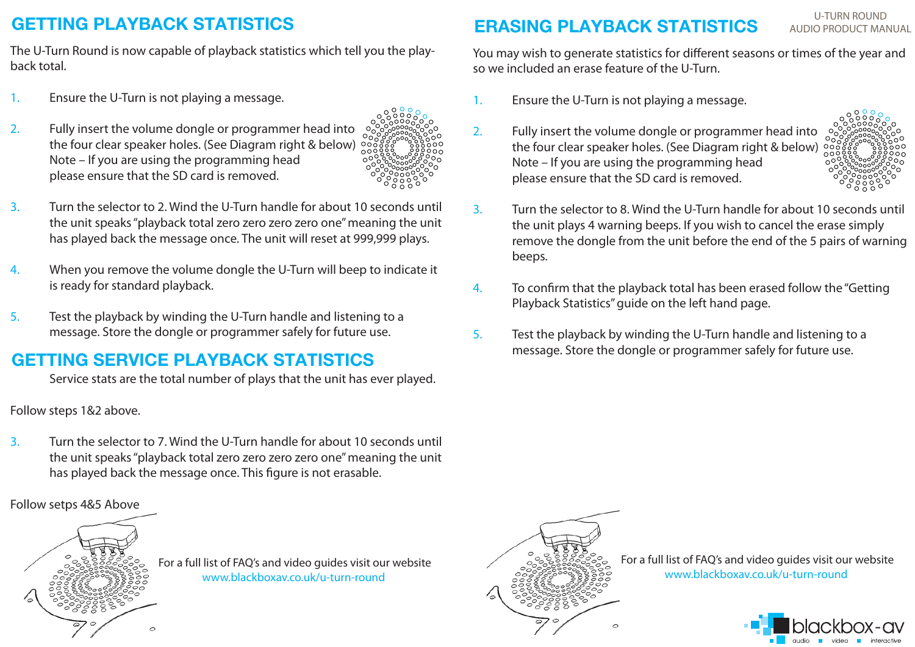## GETTING PLAYBACK STATISTICS

The U-Turn Round is now capable of playback statistics which tell you the play-back total.

1. Ensure the U-Turn is not playing a message.

2. Fully insert the volume dongle or programmer head into the four clear speaker holes. (See Diagram right & below) Note – If you are using the programming head please ensure that the SD card is removed.

3. Turn the selector to 2. Wind the U-Turn handle for about 10 seconds until the unit speaks "playback total zero zero zero zero one" meaning the unit has played back the message once. The unit will reset at 999,999 plays.

4. When you remove the volume dongle the U-Turn will beep to indicate it is ready for standard playback.

5. Test the playback by winding the U-Turn handle and listening to a message. Store the dongle or programmer safely for future use.

## GETTING SERVICE PLAYBACK STATISTICS

Service stats are the total number of plays that the unit has ever played.

Follow steps 1&2 above.

3. Turn the selector to 7. Wind the U-Turn handle for about 10 seconds until the unit speaks "playback total zero zero zero zero one" meaning the unit has played back the message once. This figure is not erasable.

Follow setps 4&5 Above

For a full list of FAQ's and video guides visit our website
www.blackboxav.co.uk/u-turn-round

## ERASING PLAYBACK STATISTICS

You may wish to generate statistics for different seasons or times of the year and so we included an erase feature of the U-Turn.

1. Ensure the U-Turn is not playing a message.

2. Fully insert the volume dongle or programmer head into the four clear speaker holes. (See Diagram right & below) Note – If you are using the programming head please ensure that the SD card is removed.

3. Turn the selector to 8. Wind the U-Turn handle for about 10 seconds until the unit plays 4 warning beeps. If you wish to cancel the erase simply remove the dongle from the unit before the end of the 5 pairs of warning beeps.

4. To confirm that the playback total has been erased follow the "Getting Playback Statistics" guide on the left hand page.

5. Test the playback by winding the U-Turn handle and listening to a message. Store the dongle or programmer safely for future use.

For a full list of FAQ's and video guides visit our website
www.blackboxav.co.uk/u-turn-round

blackbox-av
audio ■ video ■ interactive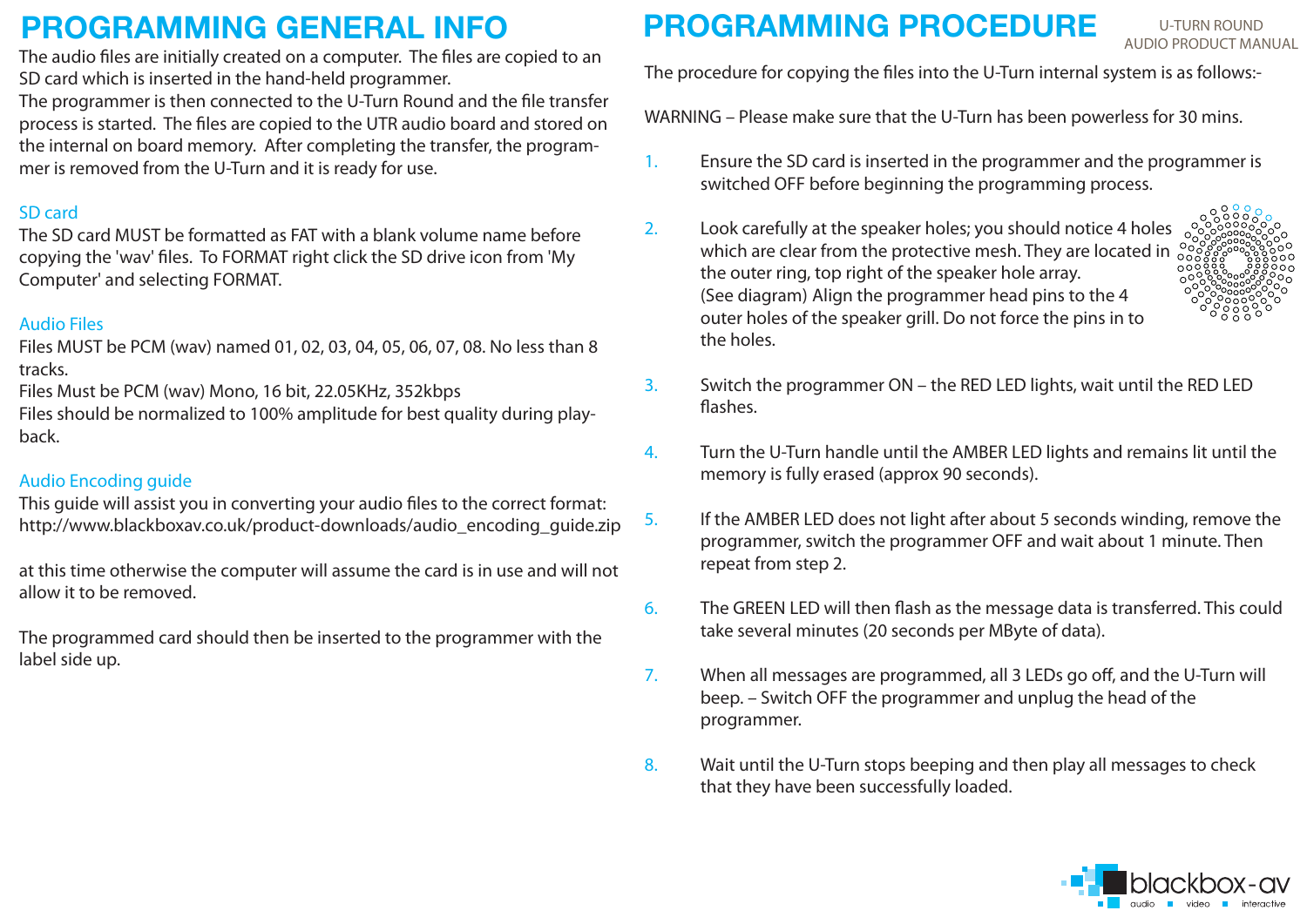# PROGRAMMING GENERAL INFO

The audio files are initially created on a computer. The files are copied to an SD card which is inserted in the hand-held programmer.
The programmer is then connected to the U-Turn Round and the file transfer process is started. The files are copied to the UTR audio board and stored on the internal on board memory. After completing the transfer, the programmer is removed from the U-Turn and it is ready for use.

### SD card

The SD card MUST be formatted as FAT with a blank volume name before copying the 'wav' files. To FORMAT right click the SD drive icon from 'My Computer' and selecting FORMAT.

### Audio Files

Files MUST be PCM (wav) named 01, 02, 03, 04, 05, 06, 07, 08. No less than 8 tracks.
Files Must be PCM (wav) Mono, 16 bit, 22.05KHz, 352kbps
Files should be normalized to 100% amplitude for best quality during playback.

### Audio Encoding guide

This guide will assist you in converting your audio files to the correct format:
http://www.blackboxav.co.uk/product-downloads/audio_encoding_guide.zip

at this time otherwise the computer will assume the card is in use and will not allow it to be removed.

The programmed card should then be inserted to the programmer with the label side up.

# PROGRAMMING PROCEDURE

The procedure for copying the files into the U-Turn internal system is as follows:-

WARNING – Please make sure that the U-Turn has been powerless for 30 mins.

1. Ensure the SD card is inserted in the programmer and the programmer is switched OFF before beginning the programming process.

2. Look carefully at the speaker holes; you should notice 4 holes which are clear from the protective mesh. They are located in the outer ring, top right of the speaker hole array. (See diagram) Align the programmer head pins to the 4 outer holes of the speaker grill. Do not force the pins in to the holes.

3. Switch the programmer ON – the RED LED lights, wait until the RED LED flashes.

4. Turn the U-Turn handle until the AMBER LED lights and remains lit until the memory is fully erased (approx 90 seconds).

5. If the AMBER LED does not light after about 5 seconds winding, remove the programmer, switch the programmer OFF and wait about 1 minute. Then repeat from step 2.

6. The GREEN LED will then flash as the message data is transferred. This could take several minutes (20 seconds per MByte of data).

7. When all messages are programmed, all 3 LEDs go off, and the U-Turn will beep. – Switch OFF the programmer and unplug the head of the programmer.

8. Wait until the U-Turn stops beeping and then play all messages to check that they have been successfully loaded.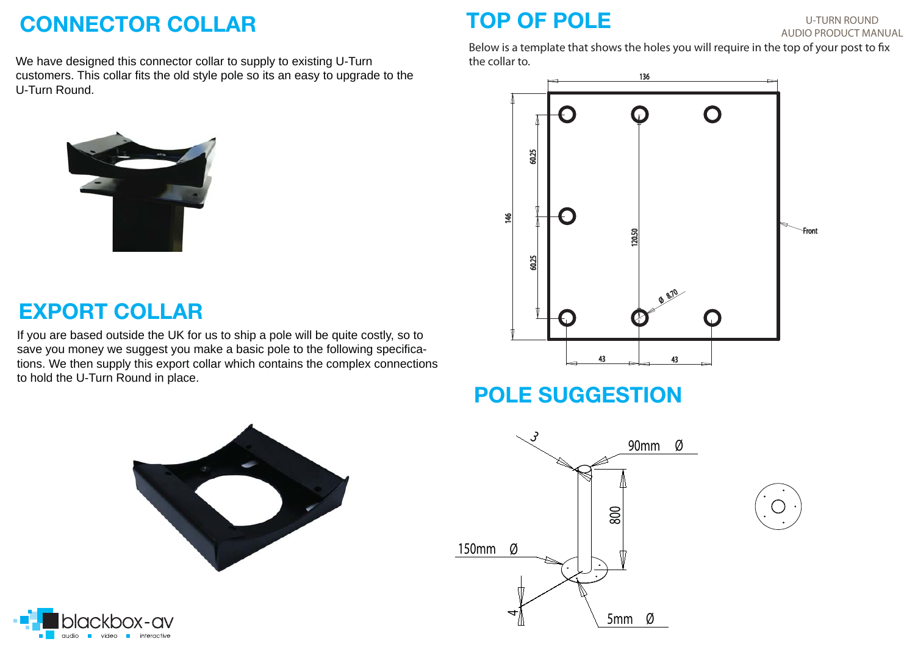# CONNECTOR COLLAR

We have designed this connector collar to supply to existing U-Turn customers. This collar fits the old style pole so its an easy to upgrade to the U-Turn Round.

# EXPORT COLLAR

If you are based outside the UK for us to ship a pole will be quite costly, so to save you money we suggest you make a basic pole to the following specifications. We then supply this export collar which contains the complex connections to hold the U-Turn Round in place.

# TOP OF POLE

Below is a template that shows the holes you will require in the top of your post to fix the collar to.

136

146

60.25

60.25

120.50

Ø 8.70

Front

43

43

# POLE SUGGESTION

3

90mm Ø

800

150mm Ø

4

5mm Ø